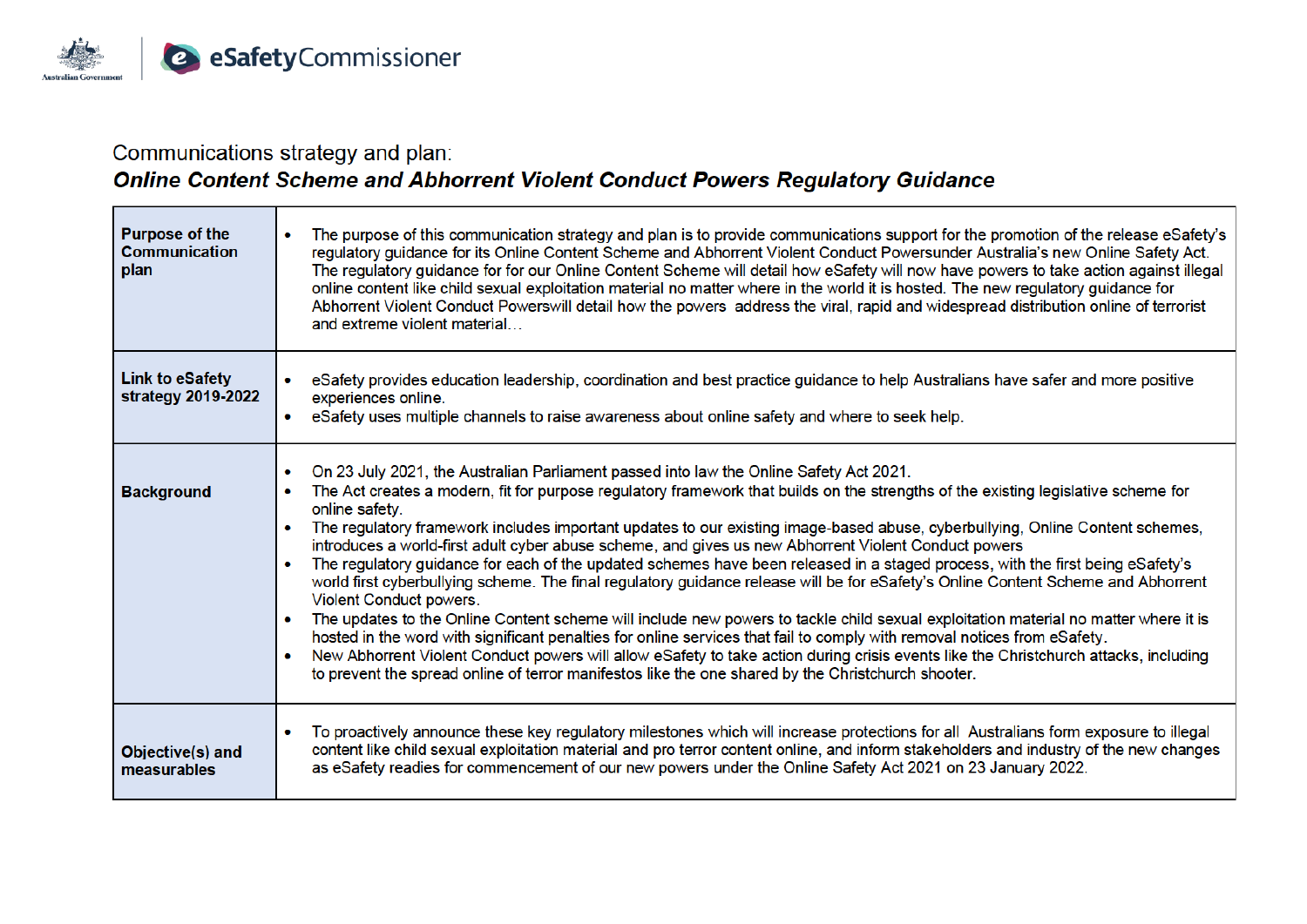Communications strategy and plan:

***Online Content Scheme and Abhorrent Violent Conduct Powers Regulatory Guidance***

| | |
|---|---|
| **Purpose of the Communication plan** | • The purpose of this communication strategy and plan is to provide communications support for the promotion of the release eSafety's regulatory guidance for its Online Content Scheme and Abhorrent Violent Conduct Powersunder Australia's new Online Safety Act. The regulatory guidance for for our Online Content Scheme will detail how eSafety will now have powers to take action against illegal online content like child sexual exploitation material no matter where in the world it is hosted. The new regulatory guidance for Abhorrent Violent Conduct Powerswill detail how the powers address the viral, rapid and widespread distribution online of terrorist and extreme violent material… |
| **Link to eSafety strategy 2019-2022** | • eSafety provides education leadership, coordination and best practice guidance to help Australians have safer and more positive experiences online.<br>• eSafety uses multiple channels to raise awareness about online safety and where to seek help. |
| **Background** | • On 23 July 2021, the Australian Parliament passed into law the Online Safety Act 2021.<br>• The Act creates a modern, fit for purpose regulatory framework that builds on the strengths of the existing legislative scheme for online safety.<br>• The regulatory framework includes important updates to our existing image-based abuse, cyberbullying, Online Content schemes, introduces a world-first adult cyber abuse scheme, and gives us new Abhorrent Violent Conduct powers<br>• The regulatory guidance for each of the updated schemes have been released in a staged process, with the first being eSafety's world first cyberbullying scheme. The final regulatory guidance release will be for eSafety's Online Content Scheme and Abhorrent Violent Conduct powers.<br>• The updates to the Online Content scheme will include new powers to tackle child sexual exploitation material no matter where it is hosted in the word with significant penalties for online services that fail to comply with removal notices from eSafety.<br>• New Abhorrent Violent Conduct powers will allow eSafety to take action during crisis events like the Christchurch attacks, including to prevent the spread online of terror manifestos like the one shared by the Christchurch shooter. |
| **Objective(s) and measurables** | • To proactively announce these key regulatory milestones which will increase protections for all Australians form exposure to illegal content like child sexual exploitation material and pro terror content online, and inform stakeholders and industry of the new changes as eSafety readies for commencement of our new powers under the Online Safety Act 2021 on 23 January 2022. |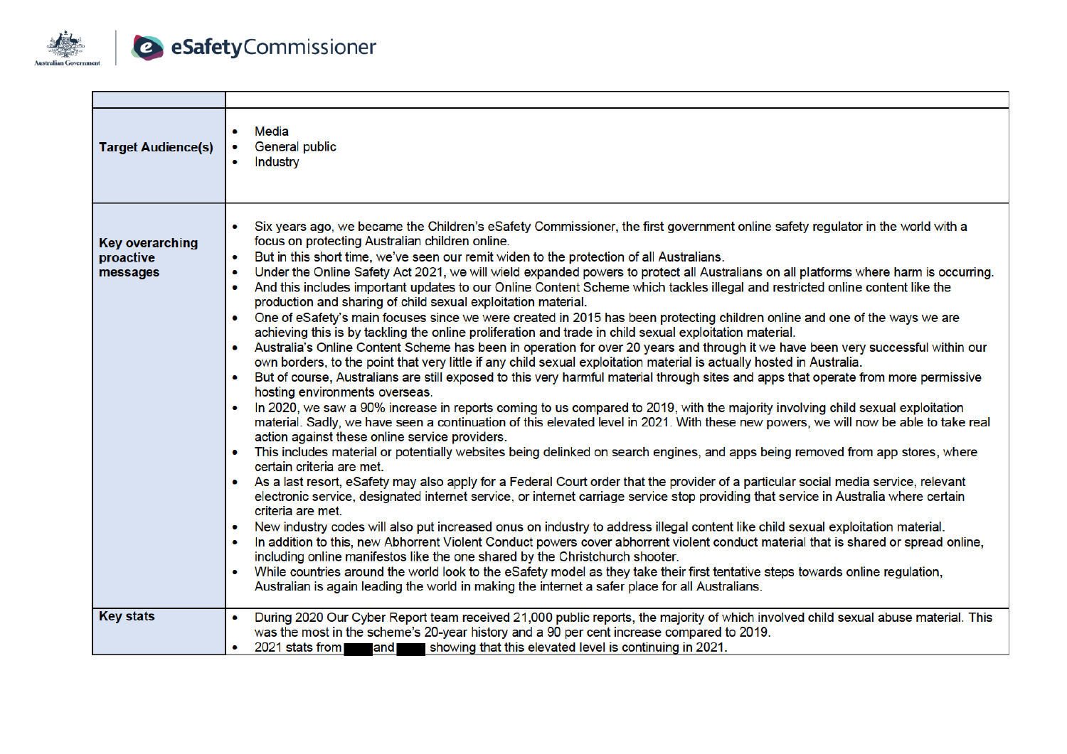| | |
|---|---|
| **Target Audience(s)** | • Media<br>• General public<br>• Industry |
| **Key overarching proactive messages** | • Six years ago, we became the Children's eSafety Commissioner, the first government online safety regulator in the world with a focus on protecting Australian children online.<br>• But in this short time, we've seen our remit widen to the protection of all Australians.<br>• Under the Online Safety Act 2021, we will wield expanded powers to protect all Australians on all platforms where harm is occurring.<br>• And this includes important updates to our Online Content Scheme which tackles illegal and restricted online content like the production and sharing of child sexual exploitation material.<br>• One of eSafety's main focuses since we were created in 2015 has been protecting children online and one of the ways we are achieving this is by tackling the online proliferation and trade in child sexual exploitation material.<br>• Australia's Online Content Scheme has been in operation for over 20 years and through it we have been very successful within our own borders, to the point that very little if any child sexual exploitation material is actually hosted in Australia.<br>• But of course, Australians are still exposed to this very harmful material through sites and apps that operate from more permissive hosting environments overseas.<br>• In 2020, we saw a 90% increase in reports coming to us compared to 2019, with the majority involving child sexual exploitation material. Sadly, we have seen a continuation of this elevated level in 2021. With these new powers, we will now be able to take real action against these online service providers.<br>• This includes material or potentially websites being delinked on search engines, and apps being removed from app stores, where certain criteria are met.<br>• As a last resort, eSafety may also apply for a Federal Court order that the provider of a particular social media service, relevant electronic service, designated internet service, or internet carriage service stop providing that service in Australia where certain criteria are met.<br>• New industry codes will also put increased onus on industry to address illegal content like child sexual exploitation material.<br>• In addition to this, new Abhorrent Violent Conduct powers cover abhorrent violent conduct material that is shared or spread online, including online manifestos like the one shared by the Christchurch shooter.<br>• While countries around the world look to the eSafety model as they take their first tentative steps towards online regulation, Australian is again leading the world in making the internet a safer place for all Australians. |
| **Key stats** | • During 2020 Our Cyber Report team received 21,000 public reports, the majority of which involved child sexual abuse material. This was the most in the scheme's 20-year history and a 90 per cent increase compared to 2019.<br>• 2021 stats from [redacted] and [redacted] showing that this elevated level is continuing in 2021. |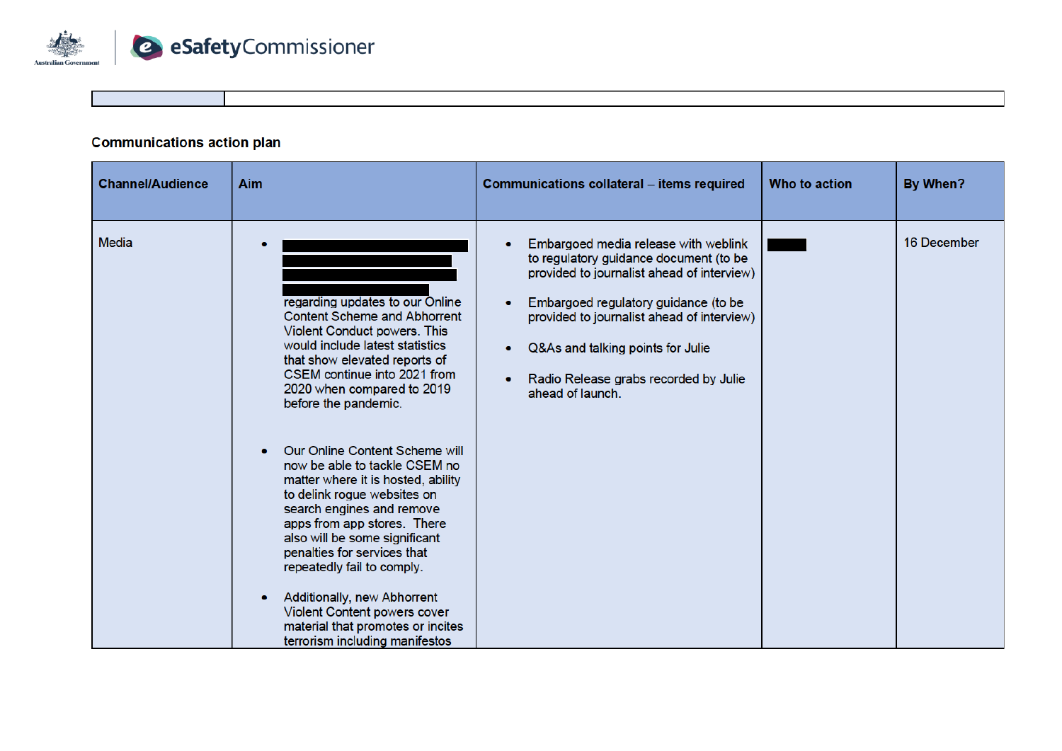| | |
|---|---|
| | |

**Communications action plan**

| Channel/Audience | Aim | Communications collateral – items required | Who to action | By When? |
|---|---|---|---|---|
| Media | • [redacted] regarding updates to our Online Content Scheme and Abhorrent Violent Conduct powers. This would include latest statistics that show elevated reports of CSEM continue into 2021 from 2020 when compared to 2019 before the pandemic.<br><br>• Our Online Content Scheme will now be able to tackle CSEM no matter where it is hosted, ability to delink rogue websites on search engines and remove apps from app stores. There also will be some significant penalties for services that repeatedly fail to comply.<br><br>• Additionally, new Abhorrent Violent Content powers cover material that promotes or incites terrorism including manifestos | • Embargoed media release with weblink to regulatory guidance document (to be provided to journalist ahead of interview)<br><br>• Embargoed regulatory guidance (to be provided to journalist ahead of interview)<br><br>• Q&As and talking points for Julie<br><br>• Radio Release grabs recorded by Julie ahead of launch. | [redacted] | 16 December |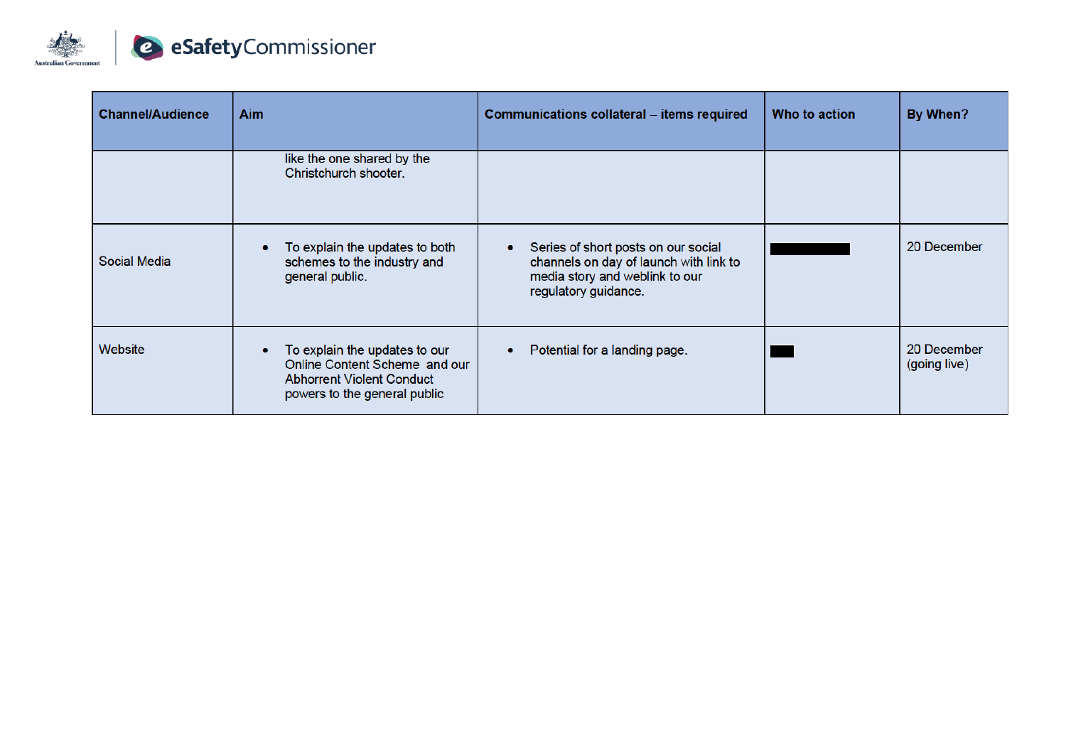| Channel/Audience | Aim | Communications collateral – items required | Who to action | By When? |
|---|---|---|---|---|
| | like the one shared by the Christchurch shooter. | | | |
| Social Media | • To explain the updates to both schemes to the industry and general public. | • Series of short posts on our social channels on day of launch with link to media story and weblink to our regulatory guidance. | ██████ | 20 December |
| Website | • To explain the updates to our Online Content Scheme and our Abhorrent Violent Conduct powers to the general public | • Potential for a landing page. | ██ | 20 December (going live) |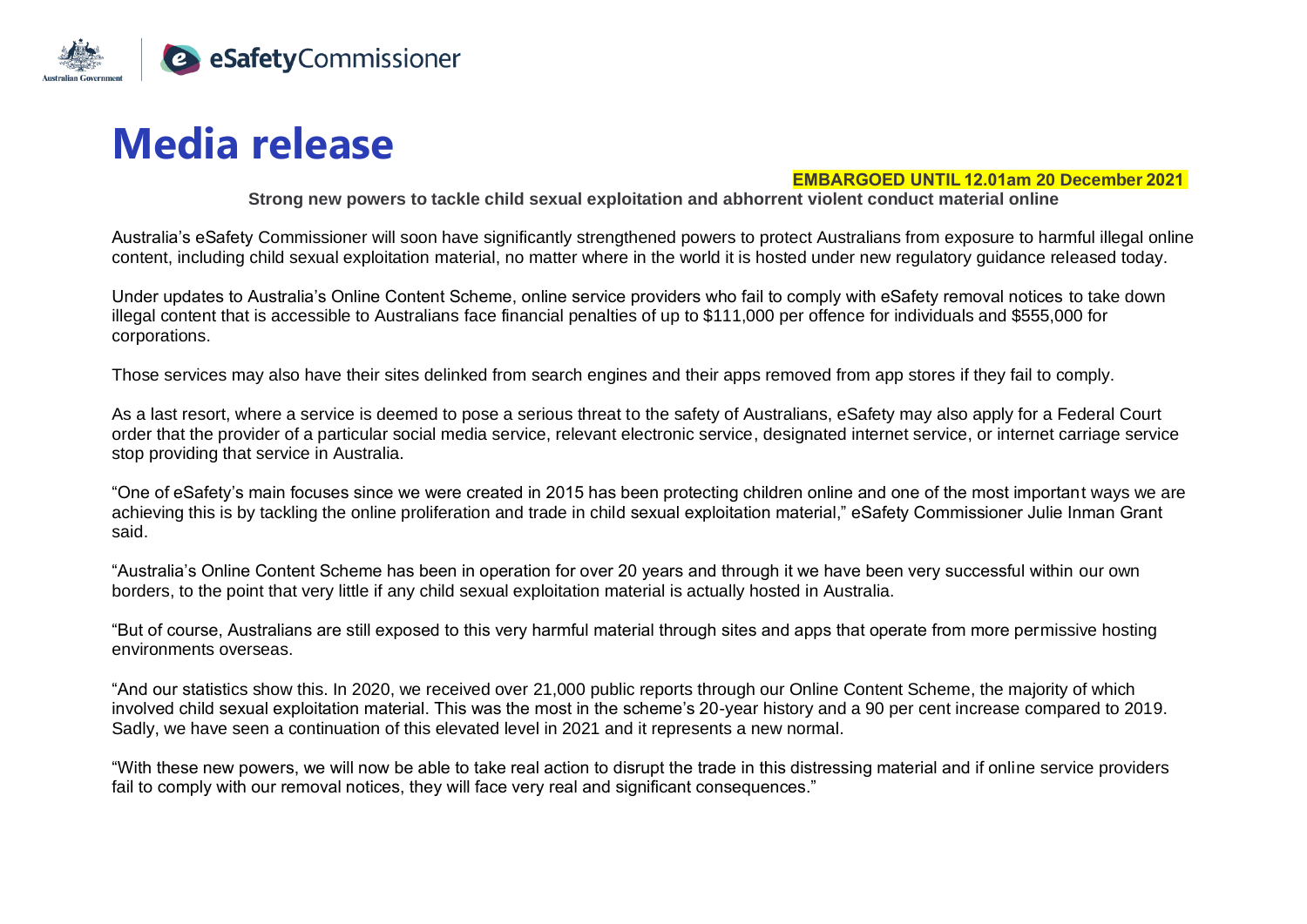# Media release

**EMBARGOED UNTIL 12.01am 20 December 2021**

**Strong new powers to tackle child sexual exploitation and abhorrent violent conduct material online**

Australia's eSafety Commissioner will soon have significantly strengthened powers to protect Australians from exposure to harmful illegal online content, including child sexual exploitation material, no matter where in the world it is hosted under new regulatory guidance released today.

Under updates to Australia's Online Content Scheme, online service providers who fail to comply with eSafety removal notices to take down illegal content that is accessible to Australians face financial penalties of up to $111,000 per offence for individuals and $555,000 for corporations.

Those services may also have their sites delinked from search engines and their apps removed from app stores if they fail to comply.

As a last resort, where a service is deemed to pose a serious threat to the safety of Australians, eSafety may also apply for a Federal Court order that the provider of a particular social media service, relevant electronic service, designated internet service, or internet carriage service stop providing that service in Australia.

"One of eSafety's main focuses since we were created in 2015 has been protecting children online and one of the most important ways we are achieving this is by tackling the online proliferation and trade in child sexual exploitation material," eSafety Commissioner Julie Inman Grant said.

"Australia's Online Content Scheme has been in operation for over 20 years and through it we have been very successful within our own borders, to the point that very little if any child sexual exploitation material is actually hosted in Australia.

"But of course, Australians are still exposed to this very harmful material through sites and apps that operate from more permissive hosting environments overseas.

"And our statistics show this. In 2020, we received over 21,000 public reports through our Online Content Scheme, the majority of which involved child sexual exploitation material. This was the most in the scheme's 20-year history and a 90 per cent increase compared to 2019. Sadly, we have seen a continuation of this elevated level in 2021 and it represents a new normal.

"With these new powers, we will now be able to take real action to disrupt the trade in this distressing material and if online service providers fail to comply with our removal notices, they will face very real and significant consequences."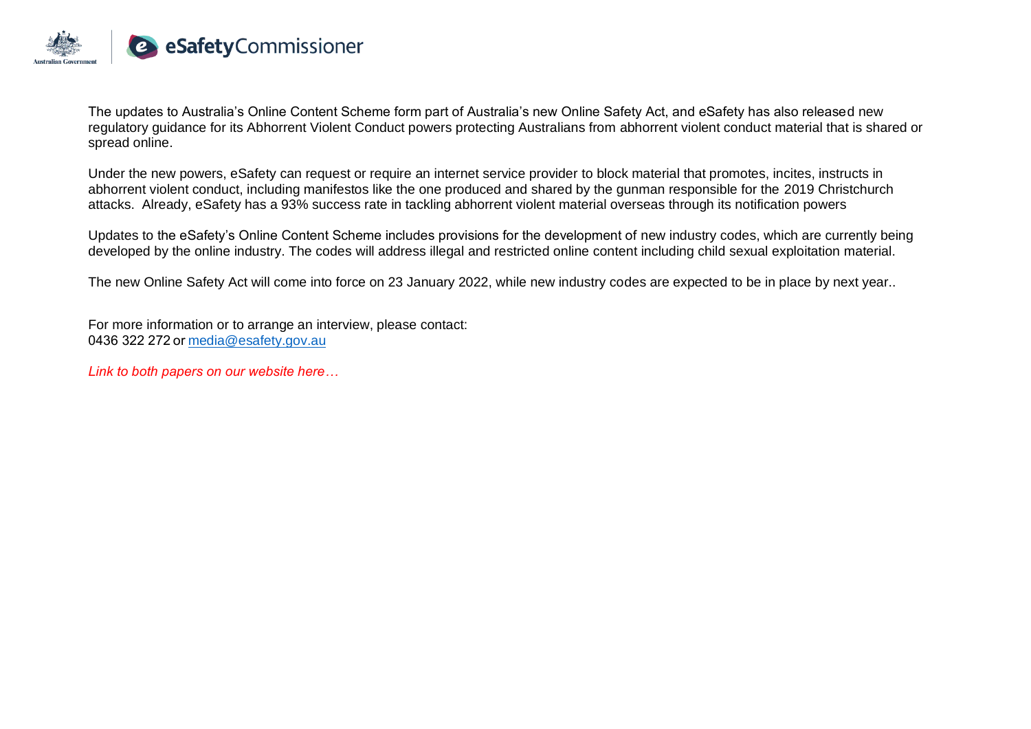The updates to Australia's Online Content Scheme form part of Australia's new Online Safety Act, and eSafety has also released new regulatory guidance for its Abhorrent Violent Conduct powers protecting Australians from abhorrent violent conduct material that is shared or spread online.

Under the new powers, eSafety can request or require an internet service provider to block material that promotes, incites, instructs in abhorrent violent conduct, including manifestos like the one produced and shared by the gunman responsible for the 2019 Christchurch attacks. Already, eSafety has a 93% success rate in tackling abhorrent violent material overseas through its notification powers

Updates to the eSafety's Online Content Scheme includes provisions for the development of new industry codes, which are currently being developed by the online industry. The codes will address illegal and restricted online content including child sexual exploitation material.

The new Online Safety Act will come into force on 23 January 2022, while new industry codes are expected to be in place by next year..

For more information or to arrange an interview, please contact:
0436 322 272 or media@esafety.gov.au

*Link to both papers on our website here…*